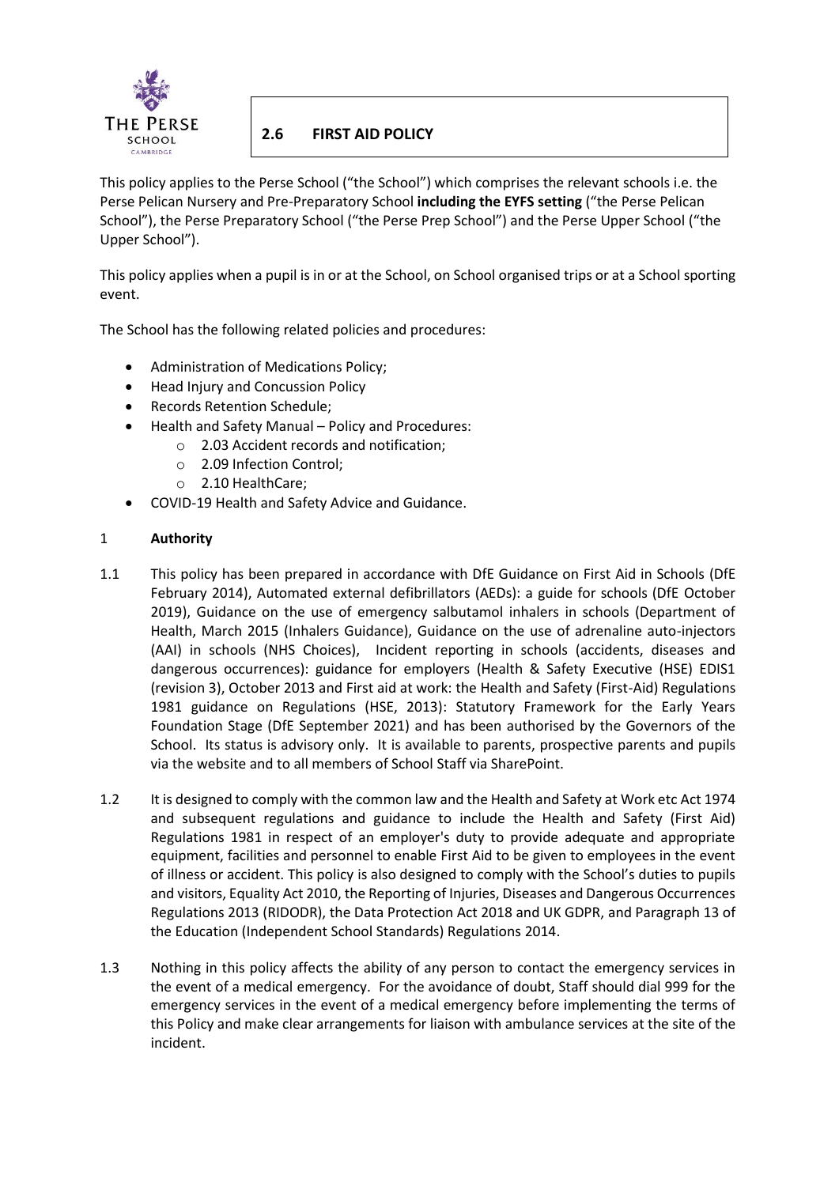# 2.6 FIRST AID POLICY

This policy applies to the Perse School ("the School") which comprises the relevant schools i.e. the Perse Pelican Nursery and Pre-Preparatory School **including the EYFS setting** ("the Perse Pelican School"), the Perse Preparatory School ("the Perse Prep School") and the Perse Upper School ("the Upper School").

This policy applies when a pupil is in or at the School, on School organised trips or at a School sporting event.

The School has the following related policies and procedures:

- Administration of Medications Policy;
- Head Injury and Concussion Policy
- Records Retention Schedule;
- Health and Safety Manual – Policy and Procedures:
  - 2.03 Accident records and notification;
  - 2.09 Infection Control;
  - 2.10 HealthCare;
- COVID-19 Health and Safety Advice and Guidance.

## 1 Authority

1.1 This policy has been prepared in accordance with DfE Guidance on First Aid in Schools (DfE February 2014), Automated external defibrillators (AEDs): a guide for schools (DfE October 2019), Guidance on the use of emergency salbutamol inhalers in schools (Department of Health, March 2015 (Inhalers Guidance), Guidance on the use of adrenaline auto-injectors (AAI) in schools (NHS Choices), Incident reporting in schools (accidents, diseases and dangerous occurrences): guidance for employers (Health & Safety Executive (HSE) EDIS1 (revision 3), October 2013 and First aid at work: the Health and Safety (First-Aid) Regulations 1981 guidance on Regulations (HSE, 2013): Statutory Framework for the Early Years Foundation Stage (DfE September 2021) and has been authorised by the Governors of the School. Its status is advisory only. It is available to parents, prospective parents and pupils via the website and to all members of School Staff via SharePoint.

1.2 It is designed to comply with the common law and the Health and Safety at Work etc Act 1974 and subsequent regulations and guidance to include the Health and Safety (First Aid) Regulations 1981 in respect of an employer's duty to provide adequate and appropriate equipment, facilities and personnel to enable First Aid to be given to employees in the event of illness or accident. This policy is also designed to comply with the School's duties to pupils and visitors, Equality Act 2010, the Reporting of Injuries, Diseases and Dangerous Occurrences Regulations 2013 (RIDODR), the Data Protection Act 2018 and UK GDPR, and Paragraph 13 of the Education (Independent School Standards) Regulations 2014.

1.3 Nothing in this policy affects the ability of any person to contact the emergency services in the event of a medical emergency. For the avoidance of doubt, Staff should dial 999 for the emergency services in the event of a medical emergency before implementing the terms of this Policy and make clear arrangements for liaison with ambulance services at the site of the incident.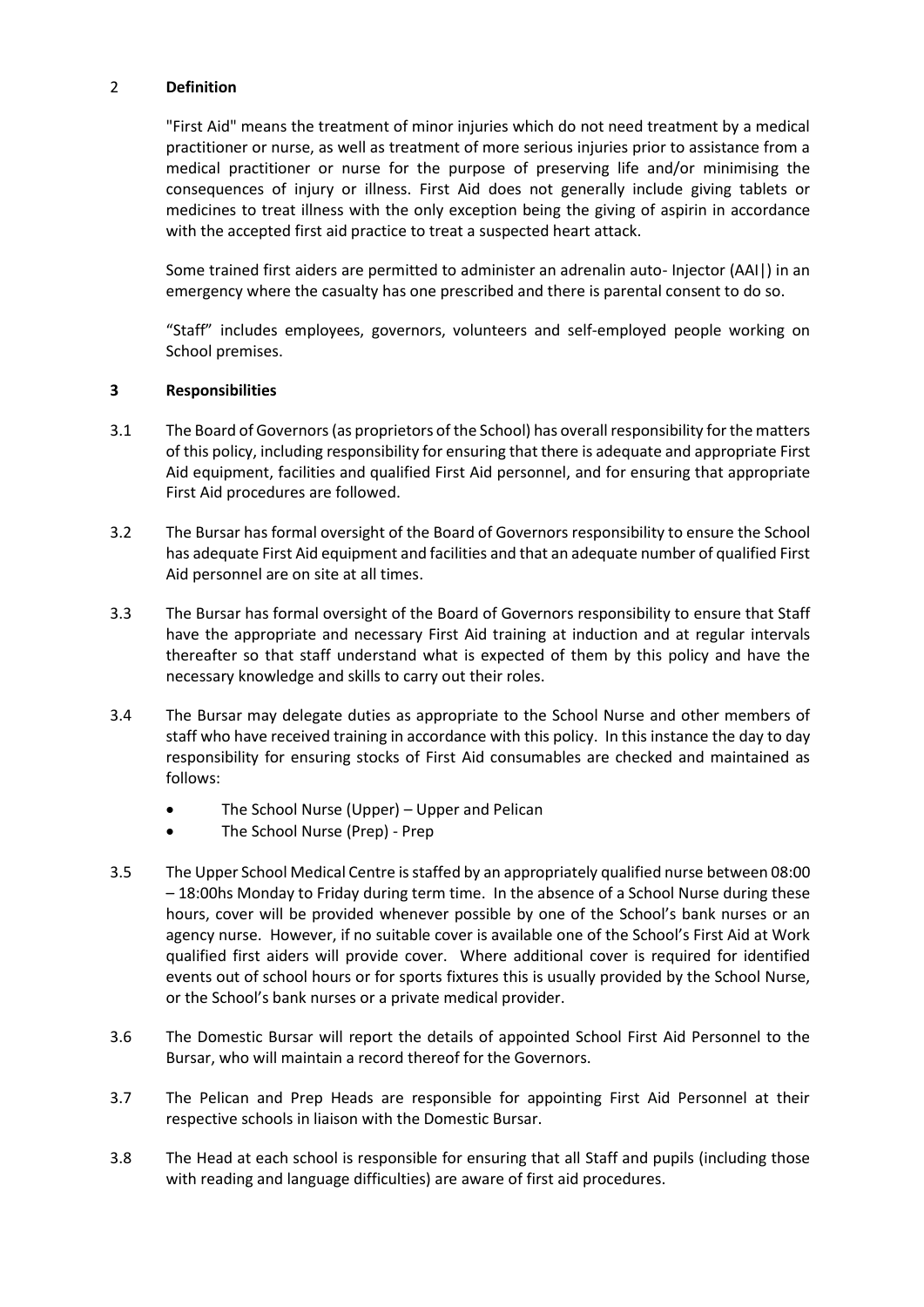## 2 Definition

"First Aid" means the treatment of minor injuries which do not need treatment by a medical practitioner or nurse, as well as treatment of more serious injuries prior to assistance from a medical practitioner or nurse for the purpose of preserving life and/or minimising the consequences of injury or illness. First Aid does not generally include giving tablets or medicines to treat illness with the only exception being the giving of aspirin in accordance with the accepted first aid practice to treat a suspected heart attack.

Some trained first aiders are permitted to administer an adrenalin auto- Injector (AAI|) in an emergency where the casualty has one prescribed and there is parental consent to do so.

"Staff" includes employees, governors, volunteers and self-employed people working on School premises.

## 3 Responsibilities

3.1 The Board of Governors (as proprietors of the School) has overall responsibility for the matters of this policy, including responsibility for ensuring that there is adequate and appropriate First Aid equipment, facilities and qualified First Aid personnel, and for ensuring that appropriate First Aid procedures are followed.

3.2 The Bursar has formal oversight of the Board of Governors responsibility to ensure the School has adequate First Aid equipment and facilities and that an adequate number of qualified First Aid personnel are on site at all times.

3.3 The Bursar has formal oversight of the Board of Governors responsibility to ensure that Staff have the appropriate and necessary First Aid training at induction and at regular intervals thereafter so that staff understand what is expected of them by this policy and have the necessary knowledge and skills to carry out their roles.

3.4 The Bursar may delegate duties as appropriate to the School Nurse and other members of staff who have received training in accordance with this policy. In this instance the day to day responsibility for ensuring stocks of First Aid consumables are checked and maintained as follows:

- The School Nurse (Upper) – Upper and Pelican
- The School Nurse (Prep) - Prep

3.5 The Upper School Medical Centre is staffed by an appropriately qualified nurse between 08:00 – 18:00hs Monday to Friday during term time. In the absence of a School Nurse during these hours, cover will be provided whenever possible by one of the School's bank nurses or an agency nurse. However, if no suitable cover is available one of the School's First Aid at Work qualified first aiders will provide cover. Where additional cover is required for identified events out of school hours or for sports fixtures this is usually provided by the School Nurse, or the School's bank nurses or a private medical provider.

3.6 The Domestic Bursar will report the details of appointed School First Aid Personnel to the Bursar, who will maintain a record thereof for the Governors.

3.7 The Pelican and Prep Heads are responsible for appointing First Aid Personnel at their respective schools in liaison with the Domestic Bursar.

3.8 The Head at each school is responsible for ensuring that all Staff and pupils (including those with reading and language difficulties) are aware of first aid procedures.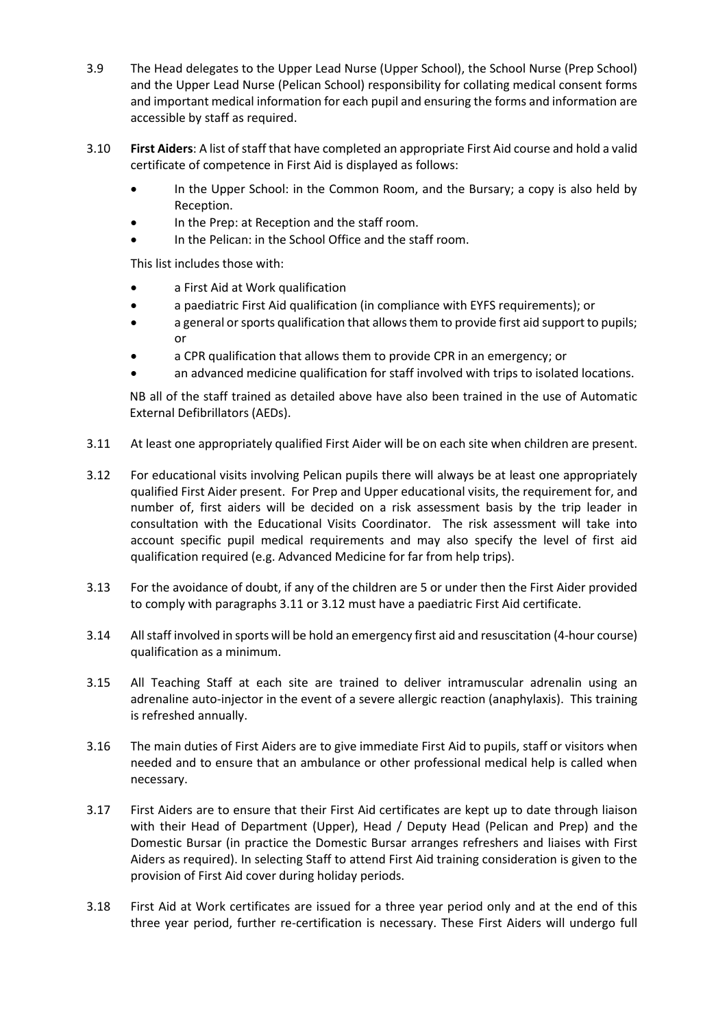3.9 The Head delegates to the Upper Lead Nurse (Upper School), the School Nurse (Prep School) and the Upper Lead Nurse (Pelican School) responsibility for collating medical consent forms and important medical information for each pupil and ensuring the forms and information are accessible by staff as required.

3.10 **First Aiders**: A list of staff that have completed an appropriate First Aid course and hold a valid certificate of competence in First Aid is displayed as follows:

- In the Upper School: in the Common Room, and the Bursary; a copy is also held by Reception.
- In the Prep: at Reception and the staff room.
- In the Pelican: in the School Office and the staff room.

This list includes those with:

- a First Aid at Work qualification
- a paediatric First Aid qualification (in compliance with EYFS requirements); or
- a general or sports qualification that allows them to provide first aid support to pupils; or
- a CPR qualification that allows them to provide CPR in an emergency; or
- an advanced medicine qualification for staff involved with trips to isolated locations.

NB all of the staff trained as detailed above have also been trained in the use of Automatic External Defibrillators (AEDs).

3.11 At least one appropriately qualified First Aider will be on each site when children are present.

3.12 For educational visits involving Pelican pupils there will always be at least one appropriately qualified First Aider present. For Prep and Upper educational visits, the requirement for, and number of, first aiders will be decided on a risk assessment basis by the trip leader in consultation with the Educational Visits Coordinator. The risk assessment will take into account specific pupil medical requirements and may also specify the level of first aid qualification required (e.g. Advanced Medicine for far from help trips).

3.13 For the avoidance of doubt, if any of the children are 5 or under then the First Aider provided to comply with paragraphs 3.11 or 3.12 must have a paediatric First Aid certificate.

3.14 All staff involved in sports will be hold an emergency first aid and resuscitation (4-hour course) qualification as a minimum.

3.15 All Teaching Staff at each site are trained to deliver intramuscular adrenalin using an adrenaline auto-injector in the event of a severe allergic reaction (anaphylaxis). This training is refreshed annually.

3.16 The main duties of First Aiders are to give immediate First Aid to pupils, staff or visitors when needed and to ensure that an ambulance or other professional medical help is called when necessary.

3.17 First Aiders are to ensure that their First Aid certificates are kept up to date through liaison with their Head of Department (Upper), Head / Deputy Head (Pelican and Prep) and the Domestic Bursar (in practice the Domestic Bursar arranges refreshers and liaises with First Aiders as required). In selecting Staff to attend First Aid training consideration is given to the provision of First Aid cover during holiday periods.

3.18 First Aid at Work certificates are issued for a three year period only and at the end of this three year period, further re-certification is necessary. These First Aiders will undergo full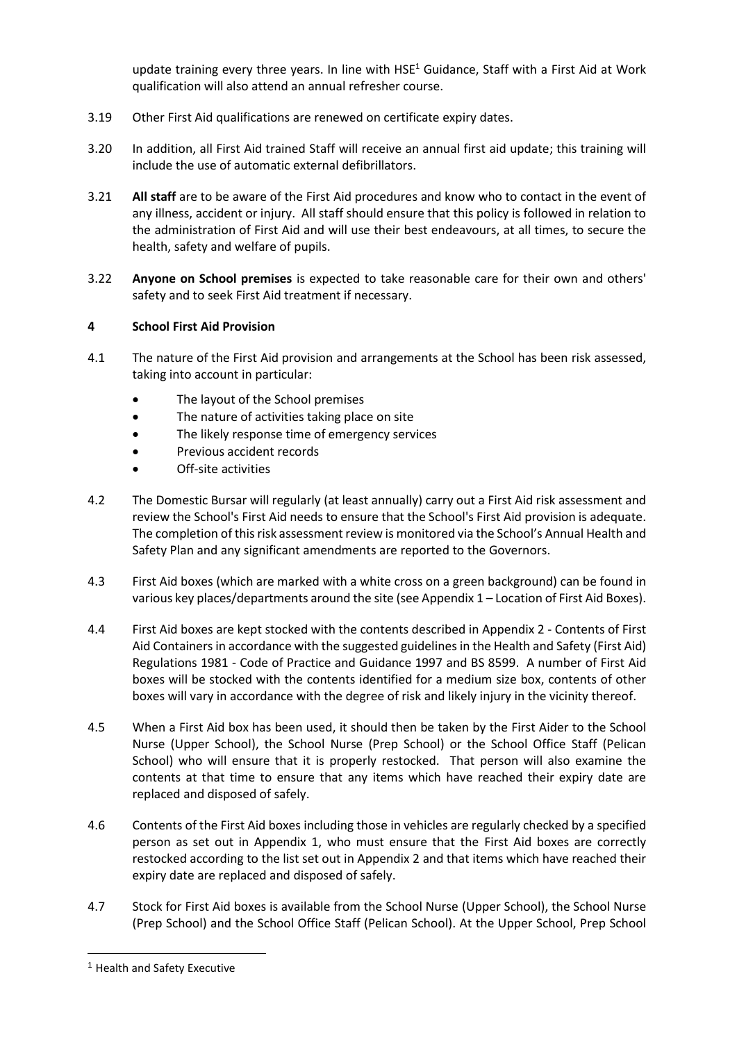update training every three years. In line with HSE[1] Guidance, Staff with a First Aid at Work qualification will also attend an annual refresher course.

3.19 Other First Aid qualifications are renewed on certificate expiry dates.

3.20 In addition, all First Aid trained Staff will receive an annual first aid update; this training will include the use of automatic external defibrillators.

3.21 **All staff** are to be aware of the First Aid procedures and know who to contact in the event of any illness, accident or injury. All staff should ensure that this policy is followed in relation to the administration of First Aid and will use their best endeavours, at all times, to secure the health, safety and welfare of pupils.

3.22 **Anyone on School premises** is expected to take reasonable care for their own and others' safety and to seek First Aid treatment if necessary.

## 4 School First Aid Provision

4.1 The nature of the First Aid provision and arrangements at the School has been risk assessed, taking into account in particular:

- The layout of the School premises
- The nature of activities taking place on site
- The likely response time of emergency services
- Previous accident records
- Off-site activities

4.2 The Domestic Bursar will regularly (at least annually) carry out a First Aid risk assessment and review the School's First Aid needs to ensure that the School's First Aid provision is adequate. The completion of this risk assessment review is monitored via the School's Annual Health and Safety Plan and any significant amendments are reported to the Governors.

4.3 First Aid boxes (which are marked with a white cross on a green background) can be found in various key places/departments around the site (see Appendix 1 – Location of First Aid Boxes).

4.4 First Aid boxes are kept stocked with the contents described in Appendix 2 - Contents of First Aid Containers in accordance with the suggested guidelines in the Health and Safety (First Aid) Regulations 1981 - Code of Practice and Guidance 1997 and BS 8599. A number of First Aid boxes will be stocked with the contents identified for a medium size box, contents of other boxes will vary in accordance with the degree of risk and likely injury in the vicinity thereof.

4.5 When a First Aid box has been used, it should then be taken by the First Aider to the School Nurse (Upper School), the School Nurse (Prep School) or the School Office Staff (Pelican School) who will ensure that it is properly restocked. That person will also examine the contents at that time to ensure that any items which have reached their expiry date are replaced and disposed of safely.

4.6 Contents of the First Aid boxes including those in vehicles are regularly checked by a specified person as set out in Appendix 1, who must ensure that the First Aid boxes are correctly restocked according to the list set out in Appendix 2 and that items which have reached their expiry date are replaced and disposed of safely.

4.7 Stock for First Aid boxes is available from the School Nurse (Upper School), the School Nurse (Prep School) and the School Office Staff (Pelican School). At the Upper School, Prep School

[1] Health and Safety Executive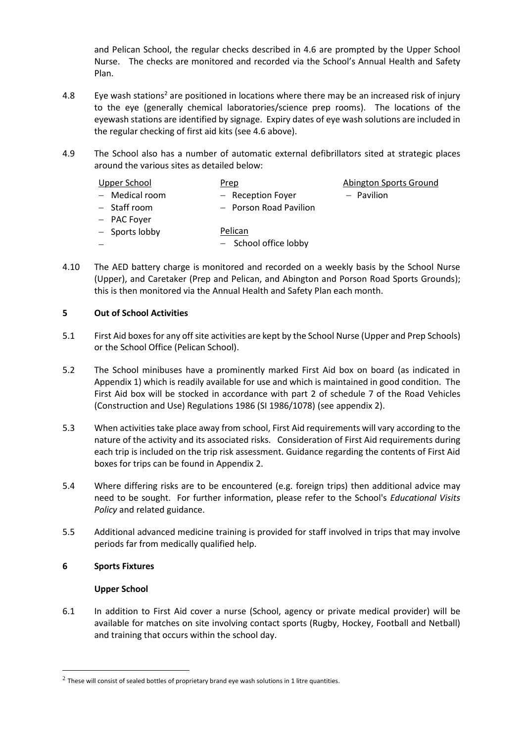and Pelican School, the regular checks described in 4.6 are prompted by the Upper School Nurse. The checks are monitored and recorded via the School's Annual Health and Safety Plan.

4.8 Eye wash stations[2] are positioned in locations where there may be an increased risk of injury to the eye (generally chemical laboratories/science prep rooms). The locations of the eyewash stations are identified by signage. Expiry dates of eye wash solutions are included in the regular checking of first aid kits (see 4.6 above).

4.9 The School also has a number of automatic external defibrillators sited at strategic places around the various sites as detailed below:

Upper School
- Medical room
- Staff room
- PAC Foyer
- Sports lobby
- 

Prep
- Reception Foyer
- Porson Road Pavilion

Pelican
- School office lobby

Abington Sports Ground
- Pavilion

4.10 The AED battery charge is monitored and recorded on a weekly basis by the School Nurse (Upper), and Caretaker (Prep and Pelican, and Abington and Porson Road Sports Grounds); this is then monitored via the Annual Health and Safety Plan each month.

## 5 Out of School Activities

5.1 First Aid boxes for any off site activities are kept by the School Nurse (Upper and Prep Schools) or the School Office (Pelican School).

5.2 The School minibuses have a prominently marked First Aid box on board (as indicated in Appendix 1) which is readily available for use and which is maintained in good condition. The First Aid box will be stocked in accordance with part 2 of schedule 7 of the Road Vehicles (Construction and Use) Regulations 1986 (SI 1986/1078) (see appendix 2).

5.3 When activities take place away from school, First Aid requirements will vary according to the nature of the activity and its associated risks. Consideration of First Aid requirements during each trip is included on the trip risk assessment. Guidance regarding the contents of First Aid boxes for trips can be found in Appendix 2.

5.4 Where differing risks are to be encountered (e.g. foreign trips) then additional advice may need to be sought. For further information, please refer to the School's *Educational Visits Policy* and related guidance.

5.5 Additional advanced medicine training is provided for staff involved in trips that may involve periods far from medically qualified help.

## 6 Sports Fixtures

### Upper School

6.1 In addition to First Aid cover a nurse (School, agency or private medical provider) will be available for matches on site involving contact sports (Rugby, Hockey, Football and Netball) and training that occurs within the school day.

[2] These will consist of sealed bottles of proprietary brand eye wash solutions in 1 litre quantities.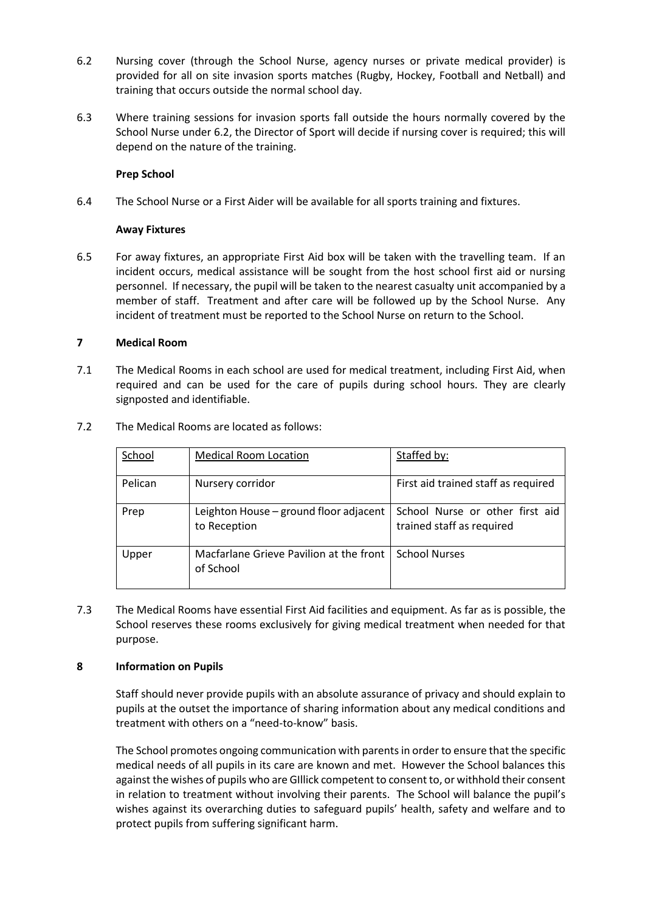6.2 Nursing cover (through the School Nurse, agency nurses or private medical provider) is provided for all on site invasion sports matches (Rugby, Hockey, Football and Netball) and training that occurs outside the normal school day.

6.3 Where training sessions for invasion sports fall outside the hours normally covered by the School Nurse under 6.2, the Director of Sport will decide if nursing cover is required; this will depend on the nature of the training.

**Prep School**

6.4 The School Nurse or a First Aider will be available for all sports training and fixtures.

**Away Fixtures**

6.5 For away fixtures, an appropriate First Aid box will be taken with the travelling team. If an incident occurs, medical assistance will be sought from the host school first aid or nursing personnel. If necessary, the pupil will be taken to the nearest casualty unit accompanied by a member of staff. Treatment and after care will be followed up by the School Nurse. Any incident of treatment must be reported to the School Nurse on return to the School.

## 7 Medical Room

7.1 The Medical Rooms in each school are used for medical treatment, including First Aid, when required and can be used for the care of pupils during school hours. They are clearly signposted and identifiable.

7.2 The Medical Rooms are located as follows:

| School | Medical Room Location | Staffed by: |
|---|---|---|
| Pelican | Nursery corridor | First aid trained staff as required |
| Prep | Leighton House – ground floor adjacent to Reception | School Nurse or other first aid trained staff as required |
| Upper | Macfarlane Grieve Pavilion at the front of School | School Nurses |

7.3 The Medical Rooms have essential First Aid facilities and equipment. As far as is possible, the School reserves these rooms exclusively for giving medical treatment when needed for that purpose.

## 8 Information on Pupils

Staff should never provide pupils with an absolute assurance of privacy and should explain to pupils at the outset the importance of sharing information about any medical conditions and treatment with others on a "need-to-know" basis.

The School promotes ongoing communication with parents in order to ensure that the specific medical needs of all pupils in its care are known and met. However the School balances this against the wishes of pupils who are GIllick competent to consent to, or withhold their consent in relation to treatment without involving their parents. The School will balance the pupil's wishes against its overarching duties to safeguard pupils' health, safety and welfare and to protect pupils from suffering significant harm.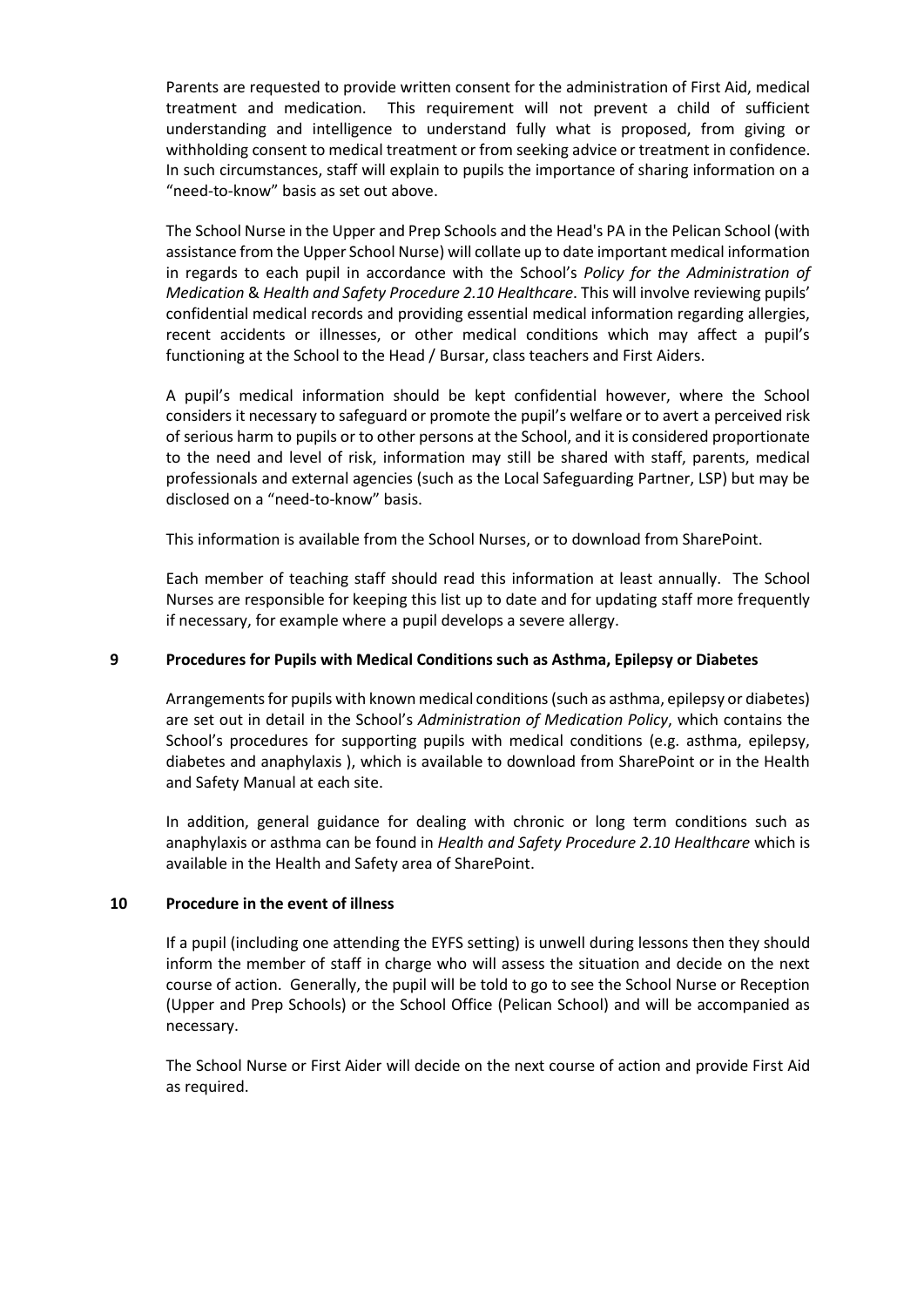Parents are requested to provide written consent for the administration of First Aid, medical treatment and medication. This requirement will not prevent a child of sufficient understanding and intelligence to understand fully what is proposed, from giving or withholding consent to medical treatment or from seeking advice or treatment in confidence. In such circumstances, staff will explain to pupils the importance of sharing information on a "need-to-know" basis as set out above.

The School Nurse in the Upper and Prep Schools and the Head's PA in the Pelican School (with assistance from the Upper School Nurse) will collate up to date important medical information in regards to each pupil in accordance with the School's *Policy for the Administration of Medication* & *Health and Safety Procedure 2.10 Healthcare*. This will involve reviewing pupils' confidential medical records and providing essential medical information regarding allergies, recent accidents or illnesses, or other medical conditions which may affect a pupil's functioning at the School to the Head / Bursar, class teachers and First Aiders.

A pupil's medical information should be kept confidential however, where the School considers it necessary to safeguard or promote the pupil's welfare or to avert a perceived risk of serious harm to pupils or to other persons at the School, and it is considered proportionate to the need and level of risk, information may still be shared with staff, parents, medical professionals and external agencies (such as the Local Safeguarding Partner, LSP) but may be disclosed on a "need-to-know" basis.

This information is available from the School Nurses, or to download from SharePoint.

Each member of teaching staff should read this information at least annually. The School Nurses are responsible for keeping this list up to date and for updating staff more frequently if necessary, for example where a pupil develops a severe allergy.

## 9 Procedures for Pupils with Medical Conditions such as Asthma, Epilepsy or Diabetes

Arrangements for pupils with known medical conditions (such as asthma, epilepsy or diabetes) are set out in detail in the School's *Administration of Medication Policy*, which contains the School's procedures for supporting pupils with medical conditions (e.g. asthma, epilepsy, diabetes and anaphylaxis ), which is available to download from SharePoint or in the Health and Safety Manual at each site.

In addition, general guidance for dealing with chronic or long term conditions such as anaphylaxis or asthma can be found in *Health and Safety Procedure 2.10 Healthcare* which is available in the Health and Safety area of SharePoint.

## 10 Procedure in the event of illness

If a pupil (including one attending the EYFS setting) is unwell during lessons then they should inform the member of staff in charge who will assess the situation and decide on the next course of action. Generally, the pupil will be told to go to see the School Nurse or Reception (Upper and Prep Schools) or the School Office (Pelican School) and will be accompanied as necessary.

The School Nurse or First Aider will decide on the next course of action and provide First Aid as required.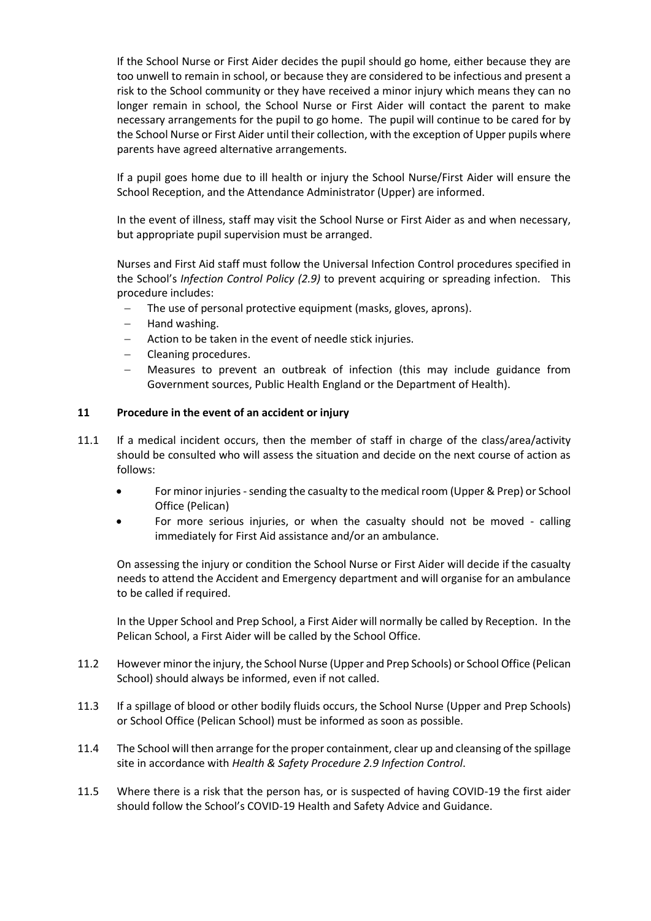If the School Nurse or First Aider decides the pupil should go home, either because they are too unwell to remain in school, or because they are considered to be infectious and present a risk to the School community or they have received a minor injury which means they can no longer remain in school, the School Nurse or First Aider will contact the parent to make necessary arrangements for the pupil to go home. The pupil will continue to be cared for by the School Nurse or First Aider until their collection, with the exception of Upper pupils where parents have agreed alternative arrangements.

If a pupil goes home due to ill health or injury the School Nurse/First Aider will ensure the School Reception, and the Attendance Administrator (Upper) are informed.

In the event of illness, staff may visit the School Nurse or First Aider as and when necessary, but appropriate pupil supervision must be arranged.

Nurses and First Aid staff must follow the Universal Infection Control procedures specified in the School's *Infection Control Policy (2.9)* to prevent acquiring or spreading infection. This procedure includes:

- The use of personal protective equipment (masks, gloves, aprons).
- Hand washing.
- Action to be taken in the event of needle stick injuries.
- Cleaning procedures.
- Measures to prevent an outbreak of infection (this may include guidance from Government sources, Public Health England or the Department of Health).

## 11 Procedure in the event of an accident or injury

11.1 If a medical incident occurs, then the member of staff in charge of the class/area/activity should be consulted who will assess the situation and decide on the next course of action as follows:

- For minor injuries - sending the casualty to the medical room (Upper & Prep) or School Office (Pelican)
- For more serious injuries, or when the casualty should not be moved - calling immediately for First Aid assistance and/or an ambulance.

On assessing the injury or condition the School Nurse or First Aider will decide if the casualty needs to attend the Accident and Emergency department and will organise for an ambulance to be called if required.

In the Upper School and Prep School, a First Aider will normally be called by Reception. In the Pelican School, a First Aider will be called by the School Office.

11.2 However minor the injury, the School Nurse (Upper and Prep Schools) or School Office (Pelican School) should always be informed, even if not called.

11.3 If a spillage of blood or other bodily fluids occurs, the School Nurse (Upper and Prep Schools) or School Office (Pelican School) must be informed as soon as possible.

11.4 The School will then arrange for the proper containment, clear up and cleansing of the spillage site in accordance with *Health & Safety Procedure 2.9 Infection Control*.

11.5 Where there is a risk that the person has, or is suspected of having COVID-19 the first aider should follow the School's COVID-19 Health and Safety Advice and Guidance.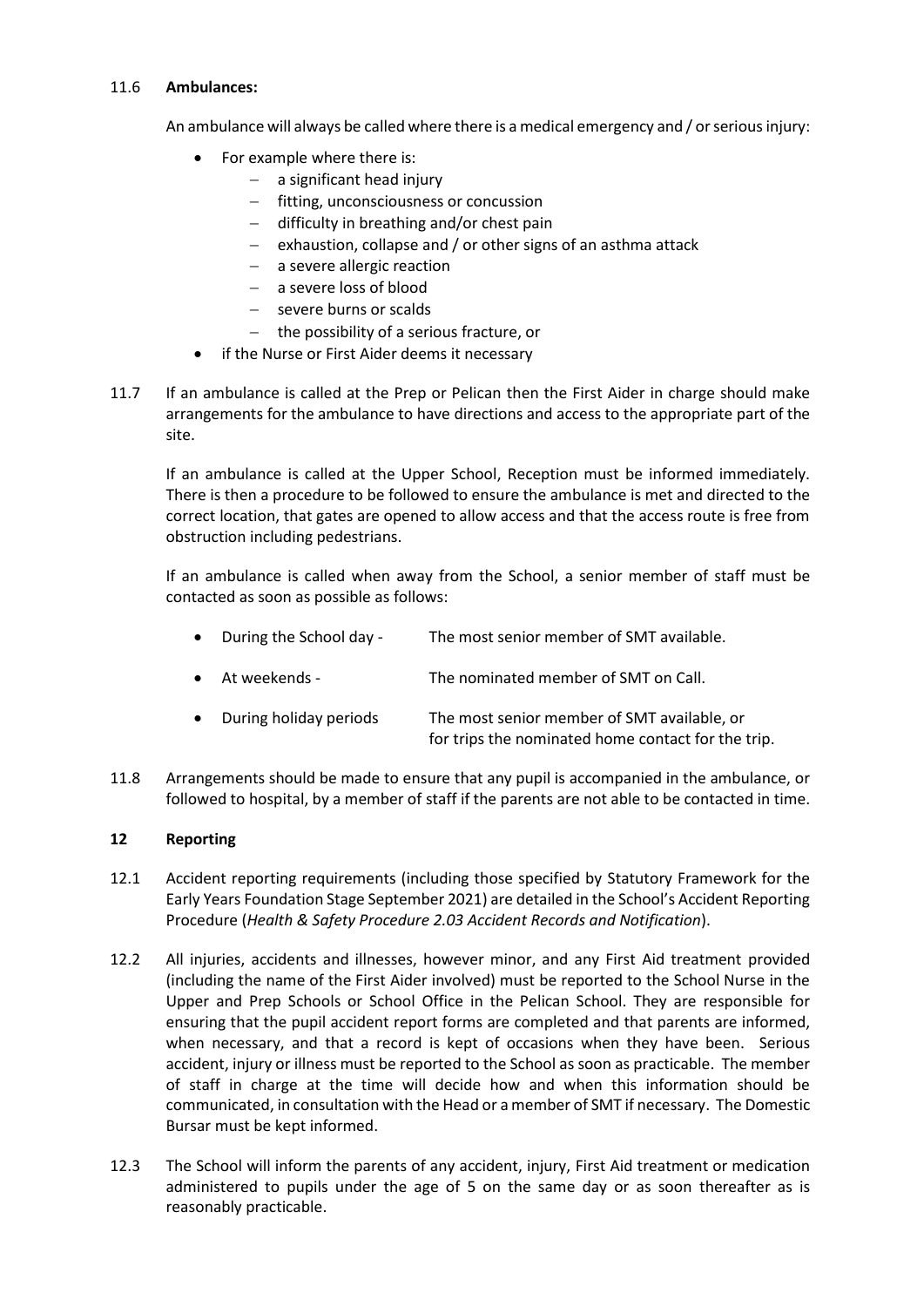11.6 **Ambulances:**

An ambulance will always be called where there is a medical emergency and / or serious injury:

- For example where there is:
  - a significant head injury
  - fitting, unconsciousness or concussion
  - difficulty in breathing and/or chest pain
  - exhaustion, collapse and / or other signs of an asthma attack
  - a severe allergic reaction
  - a severe loss of blood
  - severe burns or scalds
  - the possibility of a serious fracture, or
- if the Nurse or First Aider deems it necessary

11.7 If an ambulance is called at the Prep or Pelican then the First Aider in charge should make arrangements for the ambulance to have directions and access to the appropriate part of the site.

If an ambulance is called at the Upper School, Reception must be informed immediately. There is then a procedure to be followed to ensure the ambulance is met and directed to the correct location, that gates are opened to allow access and that the access route is free from obstruction including pedestrians.

If an ambulance is called when away from the School, a senior member of staff must be contacted as soon as possible as follows:

- During the School day - The most senior member of SMT available.
- At weekends - The nominated member of SMT on Call.
- During holiday periods The most senior member of SMT available, or for trips the nominated home contact for the trip.

11.8 Arrangements should be made to ensure that any pupil is accompanied in the ambulance, or followed to hospital, by a member of staff if the parents are not able to be contacted in time.

## 12 Reporting

12.1 Accident reporting requirements (including those specified by Statutory Framework for the Early Years Foundation Stage September 2021) are detailed in the School's Accident Reporting Procedure (*Health & Safety Procedure 2.03 Accident Records and Notification*).

12.2 All injuries, accidents and illnesses, however minor, and any First Aid treatment provided (including the name of the First Aider involved) must be reported to the School Nurse in the Upper and Prep Schools or School Office in the Pelican School. They are responsible for ensuring that the pupil accident report forms are completed and that parents are informed, when necessary, and that a record is kept of occasions when they have been. Serious accident, injury or illness must be reported to the School as soon as practicable. The member of staff in charge at the time will decide how and when this information should be communicated, in consultation with the Head or a member of SMT if necessary. The Domestic Bursar must be kept informed.

12.3 The School will inform the parents of any accident, injury, First Aid treatment or medication administered to pupils under the age of 5 on the same day or as soon thereafter as is reasonably practicable.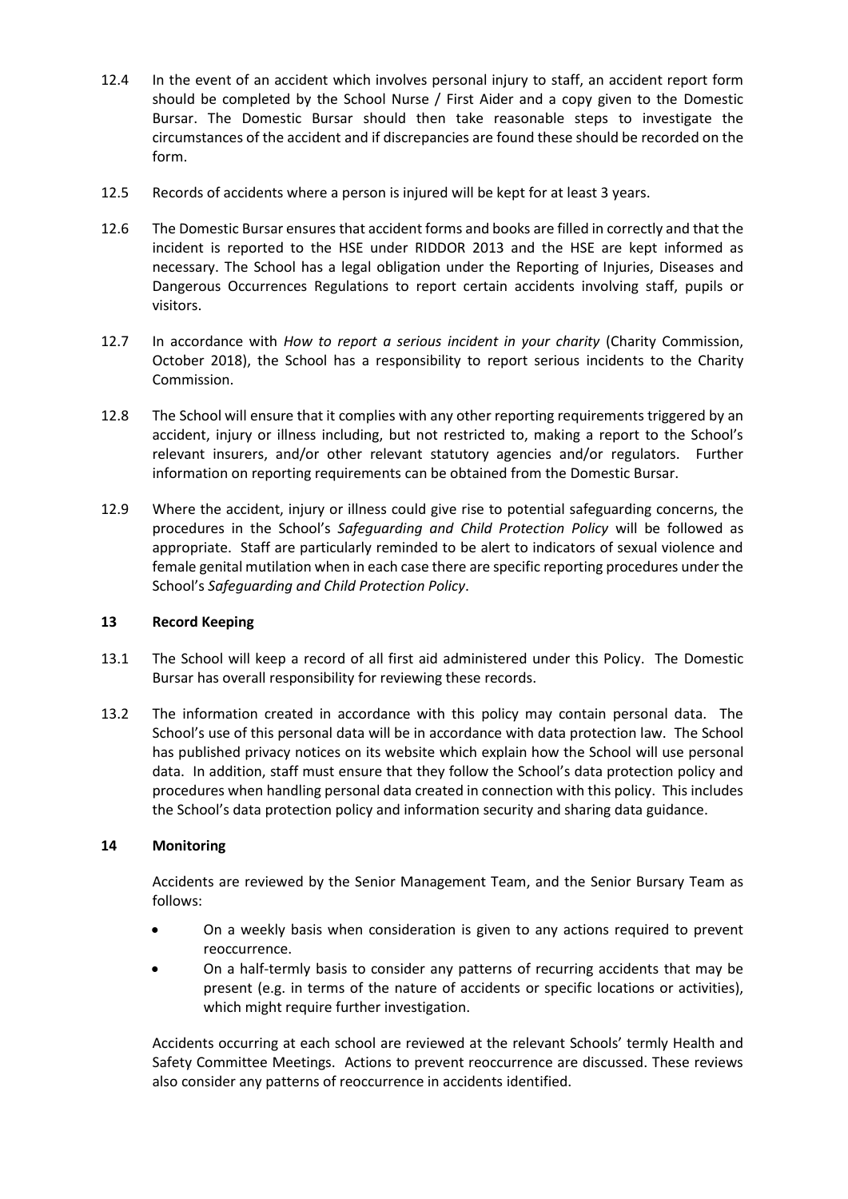12.4 In the event of an accident which involves personal injury to staff, an accident report form should be completed by the School Nurse / First Aider and a copy given to the Domestic Bursar. The Domestic Bursar should then take reasonable steps to investigate the circumstances of the accident and if discrepancies are found these should be recorded on the form.

12.5 Records of accidents where a person is injured will be kept for at least 3 years.

12.6 The Domestic Bursar ensures that accident forms and books are filled in correctly and that the incident is reported to the HSE under RIDDOR 2013 and the HSE are kept informed as necessary. The School has a legal obligation under the Reporting of Injuries, Diseases and Dangerous Occurrences Regulations to report certain accidents involving staff, pupils or visitors.

12.7 In accordance with *How to report a serious incident in your charity* (Charity Commission, October 2018), the School has a responsibility to report serious incidents to the Charity Commission.

12.8 The School will ensure that it complies with any other reporting requirements triggered by an accident, injury or illness including, but not restricted to, making a report to the School's relevant insurers, and/or other relevant statutory agencies and/or regulators. Further information on reporting requirements can be obtained from the Domestic Bursar.

12.9 Where the accident, injury or illness could give rise to potential safeguarding concerns, the procedures in the School's *Safeguarding and Child Protection Policy* will be followed as appropriate. Staff are particularly reminded to be alert to indicators of sexual violence and female genital mutilation when in each case there are specific reporting procedures under the School's *Safeguarding and Child Protection Policy*.

## 13 Record Keeping

13.1 The School will keep a record of all first aid administered under this Policy. The Domestic Bursar has overall responsibility for reviewing these records.

13.2 The information created in accordance with this policy may contain personal data. The School's use of this personal data will be in accordance with data protection law. The School has published privacy notices on its website which explain how the School will use personal data. In addition, staff must ensure that they follow the School's data protection policy and procedures when handling personal data created in connection with this policy. This includes the School's data protection policy and information security and sharing data guidance.

## 14 Monitoring

Accidents are reviewed by the Senior Management Team, and the Senior Bursary Team as follows:

- On a weekly basis when consideration is given to any actions required to prevent reoccurrence.
- On a half-termly basis to consider any patterns of recurring accidents that may be present (e.g. in terms of the nature of accidents or specific locations or activities), which might require further investigation.

Accidents occurring at each school are reviewed at the relevant Schools' termly Health and Safety Committee Meetings. Actions to prevent reoccurrence are discussed. These reviews also consider any patterns of reoccurrence in accidents identified.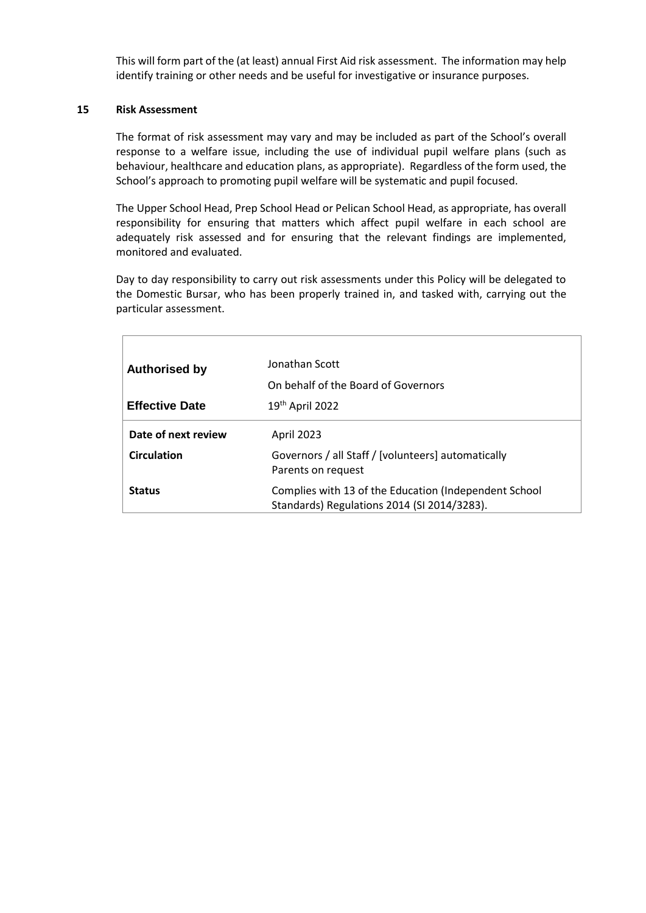This will form part of the (at least) annual First Aid risk assessment. The information may help identify training or other needs and be useful for investigative or insurance purposes.

## 15 Risk Assessment

The format of risk assessment may vary and may be included as part of the School's overall response to a welfare issue, including the use of individual pupil welfare plans (such as behaviour, healthcare and education plans, as appropriate). Regardless of the form used, the School's approach to promoting pupil welfare will be systematic and pupil focused.

The Upper School Head, Prep School Head or Pelican School Head, as appropriate, has overall responsibility for ensuring that matters which affect pupil welfare in each school are adequately risk assessed and for ensuring that the relevant findings are implemented, monitored and evaluated.

Day to day responsibility to carry out risk assessments under this Policy will be delegated to the Domestic Bursar, who has been properly trained in, and tasked with, carrying out the particular assessment.

| | |
|---|---|
| **Authorised by** | Jonathan Scott<br>On behalf of the Board of Governors |
| **Effective Date** | 19th April 2022 |
| **Date of next review** | April 2023 |
| **Circulation** | Governors / all Staff / [volunteers] automatically<br>Parents on request |
| **Status** | Complies with 13 of the Education (Independent School Standards) Regulations 2014 (SI 2014/3283). |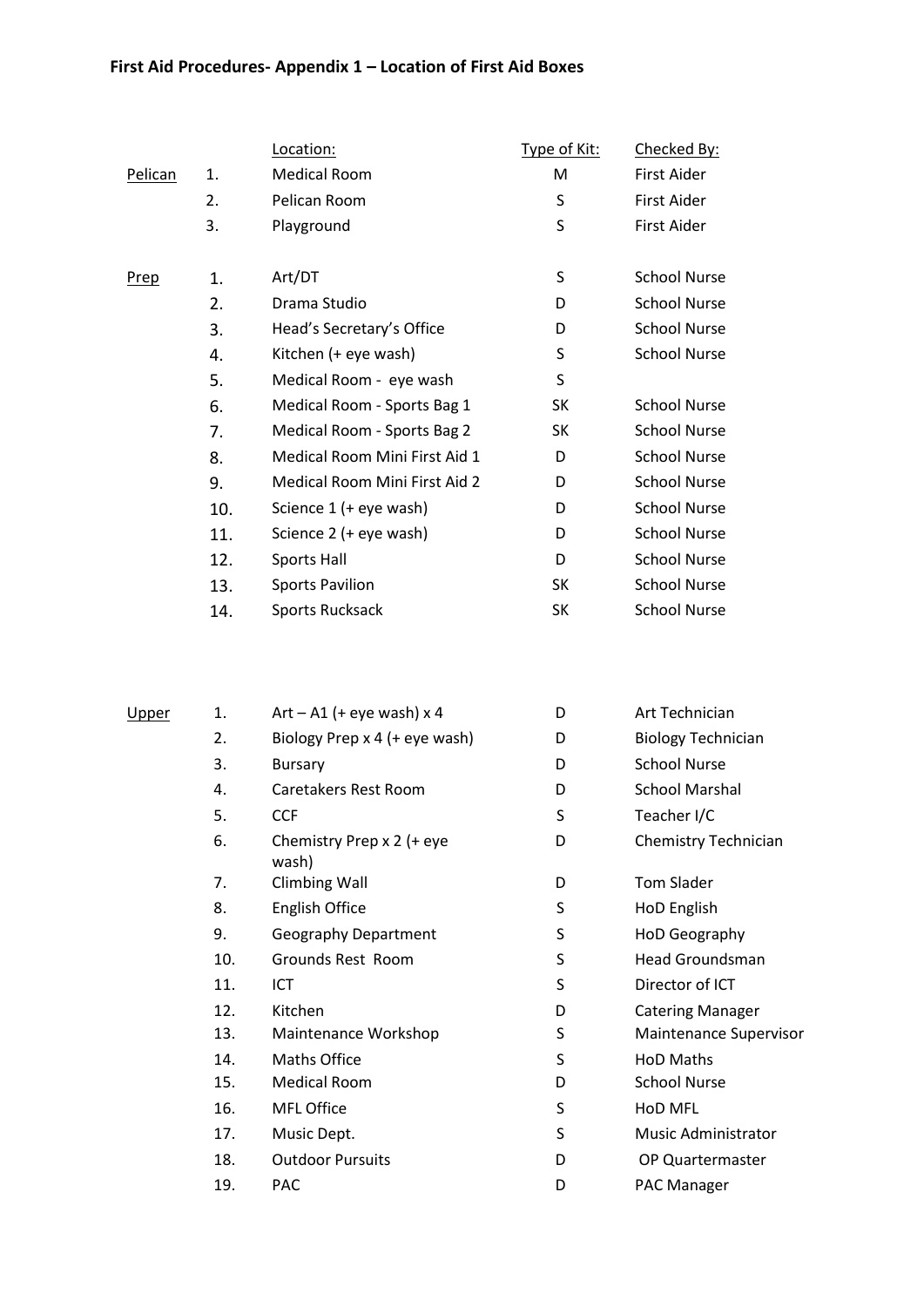**First Aid Procedures- Appendix 1 – Location of First Aid Boxes**

| | | Location: | Type of Kit: | Checked By: |
|---|---|---|---|---|
| Pelican | 1. | Medical Room | M | First Aider |
| | 2. | Pelican Room | S | First Aider |
| | 3. | Playground | S | First Aider |
| | | | | |
| Prep | 1. | Art/DT | S | School Nurse |
| | 2. | Drama Studio | D | School Nurse |
| | 3. | Head's Secretary's Office | D | School Nurse |
| | 4. | Kitchen (+ eye wash) | S | School Nurse |
| | 5. | Medical Room - eye wash | S | |
| | 6. | Medical Room - Sports Bag 1 | SK | School Nurse |
| | 7. | Medical Room - Sports Bag 2 | SK | School Nurse |
| | 8. | Medical Room Mini First Aid 1 | D | School Nurse |
| | 9. | Medical Room Mini First Aid 2 | D | School Nurse |
| | 10. | Science 1 (+ eye wash) | D | School Nurse |
| | 11. | Science 2 (+ eye wash) | D | School Nurse |
| | 12. | Sports Hall | D | School Nurse |
| | 13. | Sports Pavilion | SK | School Nurse |
| | 14. | Sports Rucksack | SK | School Nurse |
| | | | | |
| Upper | 1. | Art – A1 (+ eye wash) x 4 | D | Art Technician |
| | 2. | Biology Prep x 4 (+ eye wash) | D | Biology Technician |
| | 3. | Bursary | D | School Nurse |
| | 4. | Caretakers Rest Room | D | School Marshal |
| | 5. | CCF | S | Teacher I/C |
| | 6. | Chemistry Prep x 2 (+ eye wash) | D | Chemistry Technician |
| | 7. | Climbing Wall | D | Tom Slader |
| | 8. | English Office | S | HoD English |
| | 9. | Geography Department | S | HoD Geography |
| | 10. | Grounds Rest Room | S | Head Groundsman |
| | 11. | ICT | S | Director of ICT |
| | 12. | Kitchen | D | Catering Manager |
| | 13. | Maintenance Workshop | S | Maintenance Supervisor |
| | 14. | Maths Office | S | HoD Maths |
| | 15. | Medical Room | D | School Nurse |
| | 16. | MFL Office | S | HoD MFL |
| | 17. | Music Dept. | S | Music Administrator |
| | 18. | Outdoor Pursuits | D | OP Quartermaster |
| | 19. | PAC | D | PAC Manager |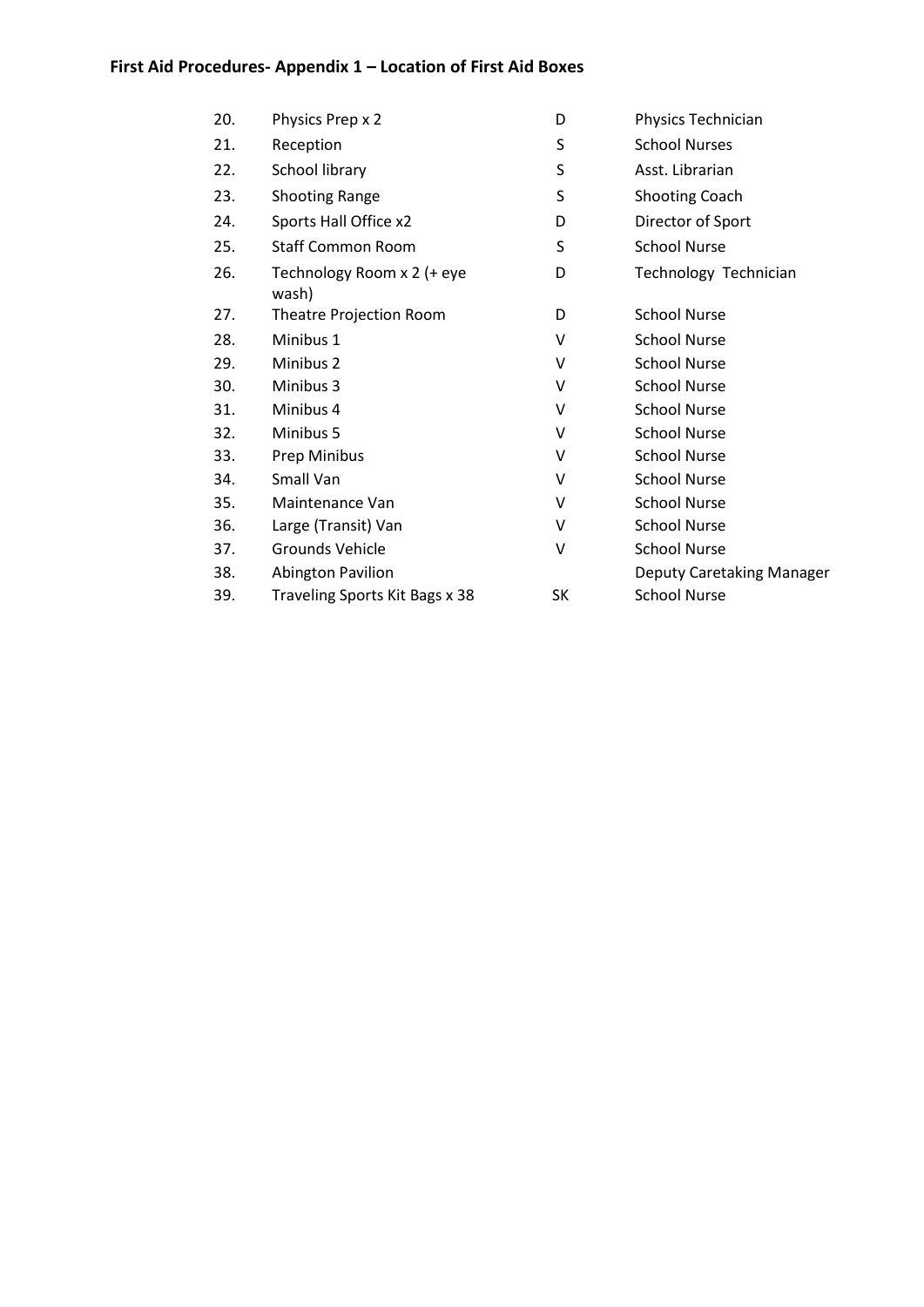**First Aid Procedures- Appendix 1 – Location of First Aid Boxes**

| | | | |
|---|---|---|---|
| 20. | Physics Prep x 2 | D | Physics Technician |
| 21. | Reception | S | School Nurses |
| 22. | School library | S | Asst. Librarian |
| 23. | Shooting Range | S | Shooting Coach |
| 24. | Sports Hall Office x2 | D | Director of Sport |
| 25. | Staff Common Room | S | School Nurse |
| 26. | Technology Room x 2 (+ eye wash) | D | Technology Technician |
| 27. | Theatre Projection Room | D | School Nurse |
| 28. | Minibus 1 | V | School Nurse |
| 29. | Minibus 2 | V | School Nurse |
| 30. | Minibus 3 | V | School Nurse |
| 31. | Minibus 4 | V | School Nurse |
| 32. | Minibus 5 | V | School Nurse |
| 33. | Prep Minibus | V | School Nurse |
| 34. | Small Van | V | School Nurse |
| 35. | Maintenance Van | V | School Nurse |
| 36. | Large (Transit) Van | V | School Nurse |
| 37. | Grounds Vehicle | V | School Nurse |
| 38. | Abington Pavilion | | Deputy Caretaking Manager |
| 39. | Traveling Sports Kit Bags x 38 | SK | School Nurse |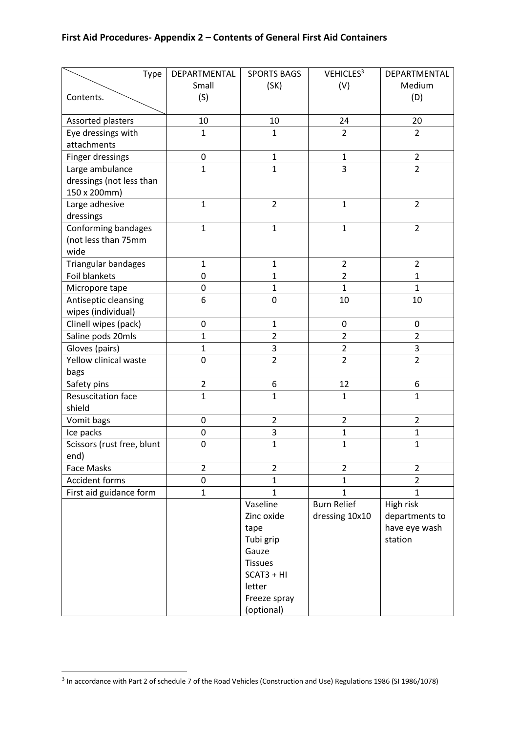**First Aid Procedures- Appendix 2 – Contents of General First Aid Containers**

| Type / Contents. | DEPARTMENTAL Small (S) | SPORTS BAGS (SK) | VEHICLES[3] (V) | DEPARTMENTAL Medium (D) |
|---|---|---|---|---|
| Assorted plasters | 10 | 10 | 24 | 20 |
| Eye dressings with attachments | 1 | 1 | 2 | 2 |
| Finger dressings | 0 | 1 | 1 | 2 |
| Large ambulance dressings (not less than 150 x 200mm) | 1 | 1 | 3 | 2 |
| Large adhesive dressings | 1 | 2 | 1 | 2 |
| Conforming bandages (not less than 75mm wide | 1 | 1 | 1 | 2 |
| Triangular bandages | 1 | 1 | 2 | 2 |
| Foil blankets | 0 | 1 | 2 | 1 |
| Micropore tape | 0 | 1 | 1 | 1 |
| Antiseptic cleansing wipes (individual) | 6 | 0 | 10 | 10 |
| Clinell wipes (pack) | 0 | 1 | 0 | 0 |
| Saline pods 20mls | 1 | 2 | 2 | 2 |
| Gloves (pairs) | 1 | 3 | 2 | 3 |
| Yellow clinical waste bags | 0 | 2 | 2 | 2 |
| Safety pins | 2 | 6 | 12 | 6 |
| Resuscitation face shield | 1 | 1 | 1 | 1 |
| Vomit bags | 0 | 2 | 2 | 2 |
| Ice packs | 0 | 3 | 1 | 1 |
| Scissors (rust free, blunt end) | 0 | 1 | 1 | 1 |
| Face Masks | 2 | 2 | 2 | 2 |
| Accident forms | 0 | 1 | 1 | 2 |
| First aid guidance form | 1 | 1 | 1 | 1 |
| | | Vaseline<br>Zinc oxide tape<br>Tubi grip<br>Gauze<br>Tissues<br>SCAT3 + HI letter<br>Freeze spray (optional) | Burn Relief dressing 10x10 | High risk departments to have eye wash station |

[3] In accordance with Part 2 of schedule 7 of the Road Vehicles (Construction and Use) Regulations 1986 (SI 1986/1078)